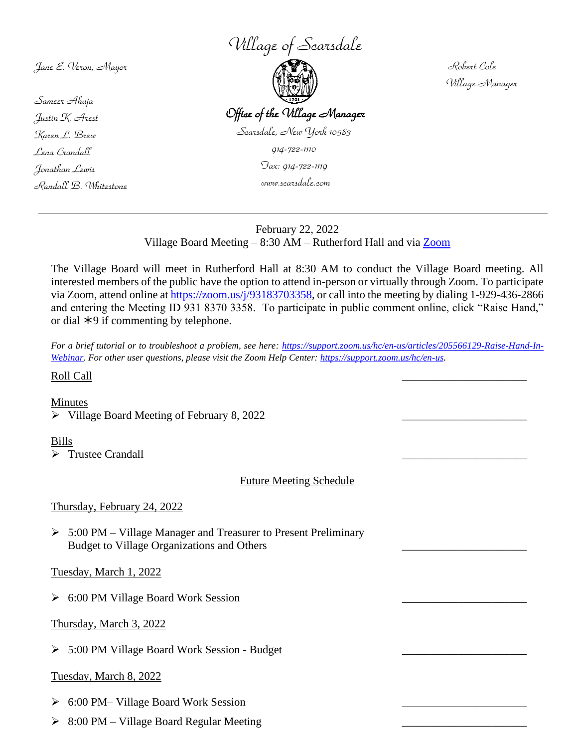# Village of Scarsdale

Jane E. Veron, Mayor

Sameer Ahuja
Justin K. Arest
Karen L. Brew
Lena Crandall
Jonathan Lewis
Randall B. Whitestone

**Office of the Village Manager**
Scarsdale, New York 10583
914-722-1110
Fax: 914-722-1119
www.scarsdale.com

Robert Cole
Village Manager

---

February 22, 2022
Village Board Meeting – 8:30 AM – Rutherford Hall and via [Zoom](https://zoom.us/j/93183703358)

The Village Board will meet in Rutherford Hall at 8:30 AM to conduct the Village Board meeting. All interested members of the public have the option to attend in-person or virtually through Zoom. To participate via Zoom, attend online at https://zoom.us/j/93183703358, or call into the meeting by dialing 1-929-436-2866 and entering the Meeting ID 931 8370 3358. To participate in public comment online, click "Raise Hand," or dial ∗9 if commenting by telephone.

*For a brief tutorial or to troubleshoot a problem, see here: https://support.zoom.us/hc/en-us/articles/205566129-Raise-Hand-In-Webinar. For other user questions, please visit the Zoom Help Center: https://support.zoom.us/hc/en-us.*

Roll Call \_\_\_\_\_\_\_\_\_\_\_\_\_\_\_\_\_\_\_\_\_\_

Minutes

- Village Board Meeting of February 8, 2022 \_\_\_\_\_\_\_\_\_\_\_\_\_\_\_\_\_\_\_\_\_\_

Bills

- Trustee Crandall \_\_\_\_\_\_\_\_\_\_\_\_\_\_\_\_\_\_\_\_\_\_

## Future Meeting Schedule

Thursday, February 24, 2022

- 5:00 PM – Village Manager and Treasurer to Present Preliminary Budget to Village Organizations and Others \_\_\_\_\_\_\_\_\_\_\_\_\_\_\_\_\_\_\_\_\_\_

Tuesday, March 1, 2022

- 6:00 PM Village Board Work Session \_\_\_\_\_\_\_\_\_\_\_\_\_\_\_\_\_\_\_\_\_\_

Thursday, March 3, 2022

- 5:00 PM Village Board Work Session - Budget \_\_\_\_\_\_\_\_\_\_\_\_\_\_\_\_\_\_\_\_\_\_

Tuesday, March 8, 2022

- 6:00 PM– Village Board Work Session \_\_\_\_\_\_\_\_\_\_\_\_\_\_\_\_\_\_\_\_\_\_
- 8:00 PM – Village Board Regular Meeting \_\_\_\_\_\_\_\_\_\_\_\_\_\_\_\_\_\_\_\_\_\_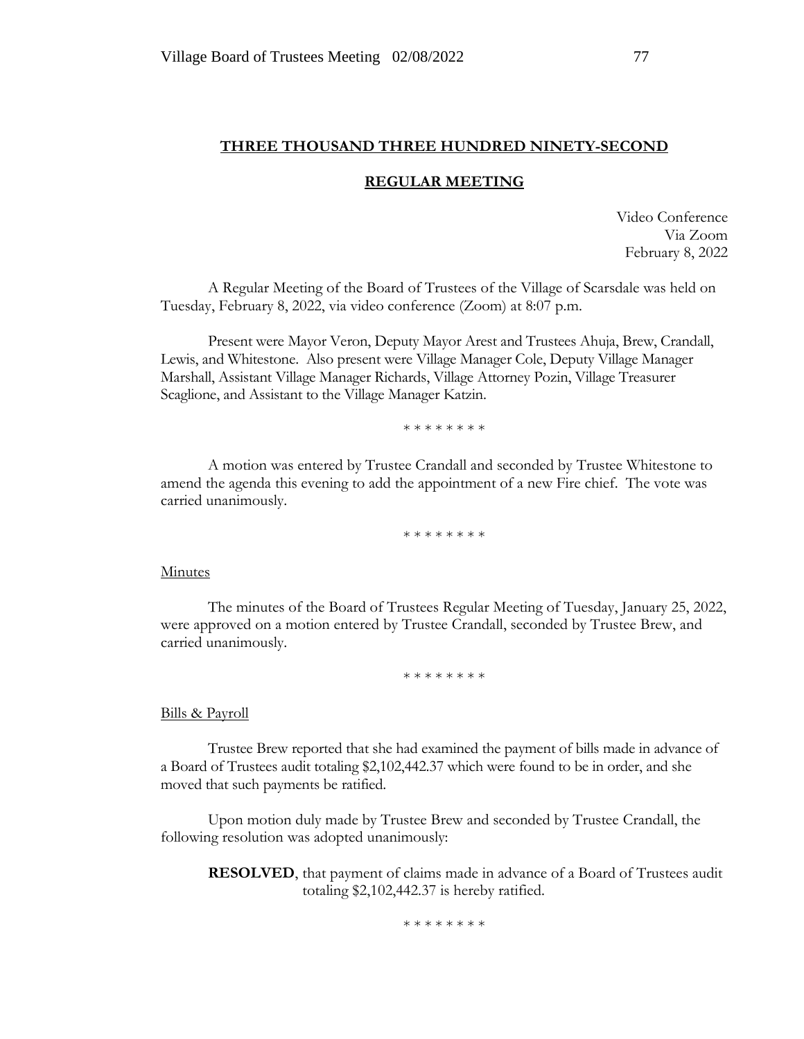**THREE THOUSAND THREE HUNDRED NINETY-SECOND**

**REGULAR MEETING**

Video Conference
Via Zoom
February 8, 2022

A Regular Meeting of the Board of Trustees of the Village of Scarsdale was held on Tuesday, February 8, 2022, via video conference (Zoom) at 8:07 p.m.

Present were Mayor Veron, Deputy Mayor Arest and Trustees Ahuja, Brew, Crandall, Lewis, and Whitestone. Also present were Village Manager Cole, Deputy Village Manager Marshall, Assistant Village Manager Richards, Village Attorney Pozin, Village Treasurer Scaglione, and Assistant to the Village Manager Katzin.

\* \* \* \* \* \* \* \*

A motion was entered by Trustee Crandall and seconded by Trustee Whitestone to amend the agenda this evening to add the appointment of a new Fire chief. The vote was carried unanimously.

\* \* \* \* \* \* \* \*

Minutes

The minutes of the Board of Trustees Regular Meeting of Tuesday, January 25, 2022, were approved on a motion entered by Trustee Crandall, seconded by Trustee Brew, and carried unanimously.

\* \* \* \* \* \* \* \*

Bills & Payroll

Trustee Brew reported that she had examined the payment of bills made in advance of a Board of Trustees audit totaling $2,102,442.37 which were found to be in order, and she moved that such payments be ratified.

Upon motion duly made by Trustee Brew and seconded by Trustee Crandall, the following resolution was adopted unanimously:

> **RESOLVED**, that payment of claims made in advance of a Board of Trustees audit totaling $2,102,442.37 is hereby ratified.

\* \* \* \* \* \* \* \*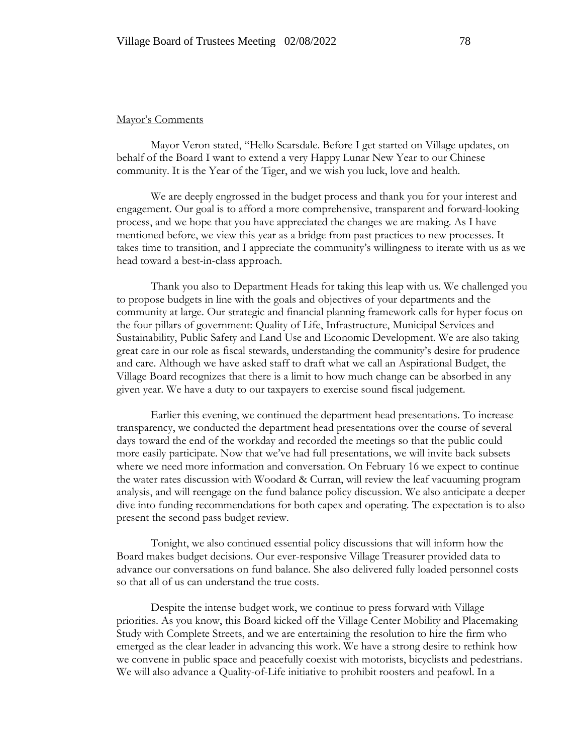## Mayor's Comments

Mayor Veron stated, "Hello Scarsdale. Before I get started on Village updates, on behalf of the Board I want to extend a very Happy Lunar New Year to our Chinese community. It is the Year of the Tiger, and we wish you luck, love and health.

We are deeply engrossed in the budget process and thank you for your interest and engagement. Our goal is to afford a more comprehensive, transparent and forward-looking process, and we hope that you have appreciated the changes we are making. As I have mentioned before, we view this year as a bridge from past practices to new processes. It takes time to transition, and I appreciate the community's willingness to iterate with us as we head toward a best-in-class approach.

Thank you also to Department Heads for taking this leap with us. We challenged you to propose budgets in line with the goals and objectives of your departments and the community at large. Our strategic and financial planning framework calls for hyper focus on the four pillars of government: Quality of Life, Infrastructure, Municipal Services and Sustainability, Public Safety and Land Use and Economic Development. We are also taking great care in our role as fiscal stewards, understanding the community's desire for prudence and care. Although we have asked staff to draft what we call an Aspirational Budget, the Village Board recognizes that there is a limit to how much change can be absorbed in any given year. We have a duty to our taxpayers to exercise sound fiscal judgement.

Earlier this evening, we continued the department head presentations. To increase transparency, we conducted the department head presentations over the course of several days toward the end of the workday and recorded the meetings so that the public could more easily participate. Now that we've had full presentations, we will invite back subsets where we need more information and conversation. On February 16 we expect to continue the water rates discussion with Woodard & Curran, will review the leaf vacuuming program analysis, and will reengage on the fund balance policy discussion. We also anticipate a deeper dive into funding recommendations for both capex and operating. The expectation is to also present the second pass budget review.

Tonight, we also continued essential policy discussions that will inform how the Board makes budget decisions. Our ever-responsive Village Treasurer provided data to advance our conversations on fund balance. She also delivered fully loaded personnel costs so that all of us can understand the true costs.

Despite the intense budget work, we continue to press forward with Village priorities. As you know, this Board kicked off the Village Center Mobility and Placemaking Study with Complete Streets, and we are entertaining the resolution to hire the firm who emerged as the clear leader in advancing this work. We have a strong desire to rethink how we convene in public space and peacefully coexist with motorists, bicyclists and pedestrians. We will also advance a Quality-of-Life initiative to prohibit roosters and peafowl. In a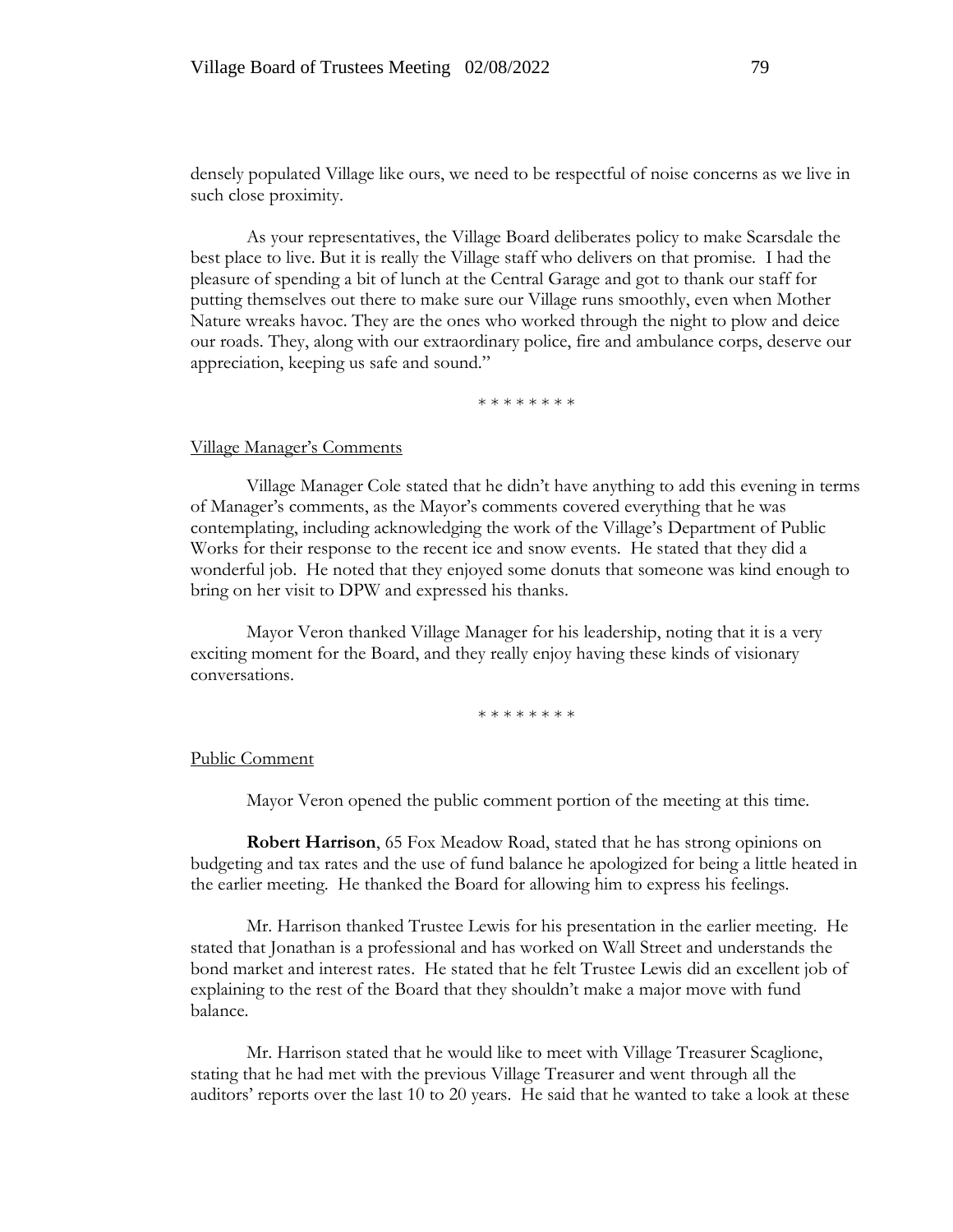densely populated Village like ours, we need to be respectful of noise concerns as we live in such close proximity.

As your representatives, the Village Board deliberates policy to make Scarsdale the best place to live. But it is really the Village staff who delivers on that promise. I had the pleasure of spending a bit of lunch at the Central Garage and got to thank our staff for putting themselves out there to make sure our Village runs smoothly, even when Mother Nature wreaks havoc. They are the ones who worked through the night to plow and deice our roads. They, along with our extraordinary police, fire and ambulance corps, deserve our appreciation, keeping us safe and sound."

\* \* \* \* \* \* \* \*

Village Manager's Comments

Village Manager Cole stated that he didn't have anything to add this evening in terms of Manager's comments, as the Mayor's comments covered everything that he was contemplating, including acknowledging the work of the Village's Department of Public Works for their response to the recent ice and snow events. He stated that they did a wonderful job. He noted that they enjoyed some donuts that someone was kind enough to bring on her visit to DPW and expressed his thanks.

Mayor Veron thanked Village Manager for his leadership, noting that it is a very exciting moment for the Board, and they really enjoy having these kinds of visionary conversations.

\* \* \* \* \* \* \* \*

Public Comment

Mayor Veron opened the public comment portion of the meeting at this time.

**Robert Harrison**, 65 Fox Meadow Road, stated that he has strong opinions on budgeting and tax rates and the use of fund balance he apologized for being a little heated in the earlier meeting. He thanked the Board for allowing him to express his feelings.

Mr. Harrison thanked Trustee Lewis for his presentation in the earlier meeting. He stated that Jonathan is a professional and has worked on Wall Street and understands the bond market and interest rates. He stated that he felt Trustee Lewis did an excellent job of explaining to the rest of the Board that they shouldn't make a major move with fund balance.

Mr. Harrison stated that he would like to meet with Village Treasurer Scaglione, stating that he had met with the previous Village Treasurer and went through all the auditors' reports over the last 10 to 20 years. He said that he wanted to take a look at these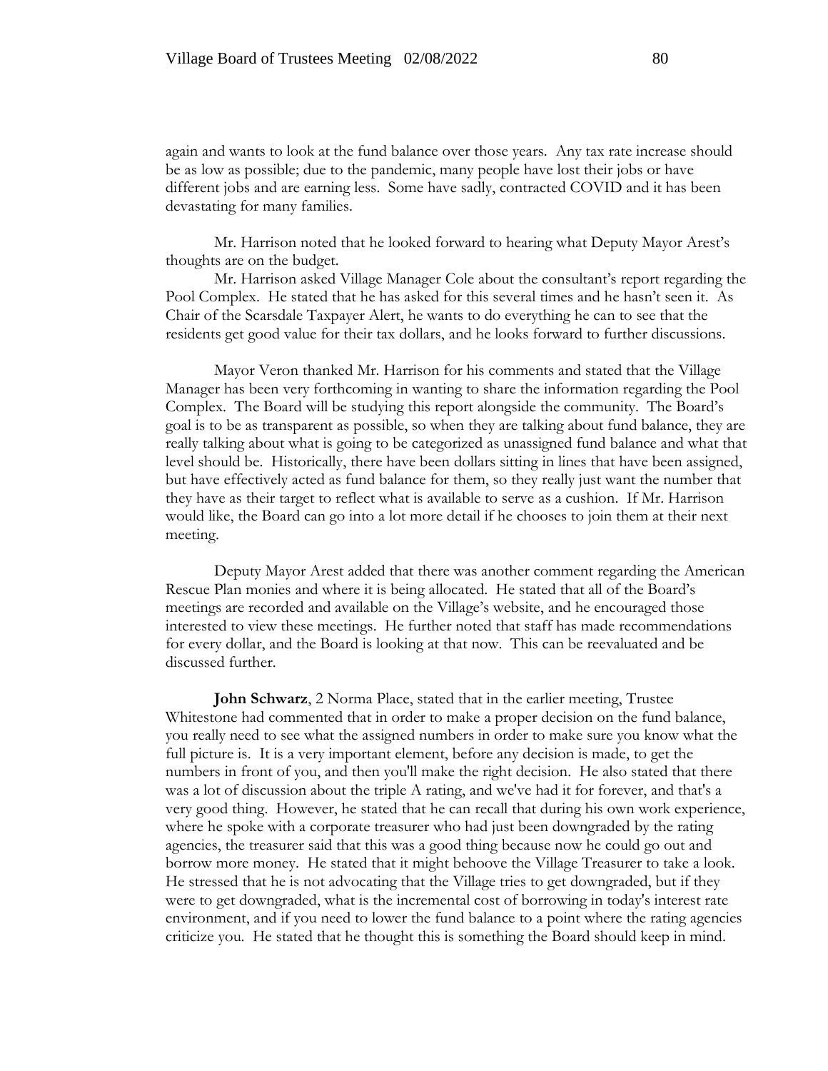again and wants to look at the fund balance over those years. Any tax rate increase should be as low as possible; due to the pandemic, many people have lost their jobs or have different jobs and are earning less. Some have sadly, contracted COVID and it has been devastating for many families.

Mr. Harrison noted that he looked forward to hearing what Deputy Mayor Arest's thoughts are on the budget.

Mr. Harrison asked Village Manager Cole about the consultant's report regarding the Pool Complex. He stated that he has asked for this several times and he hasn't seen it. As Chair of the Scarsdale Taxpayer Alert, he wants to do everything he can to see that the residents get good value for their tax dollars, and he looks forward to further discussions.

Mayor Veron thanked Mr. Harrison for his comments and stated that the Village Manager has been very forthcoming in wanting to share the information regarding the Pool Complex. The Board will be studying this report alongside the community. The Board's goal is to be as transparent as possible, so when they are talking about fund balance, they are really talking about what is going to be categorized as unassigned fund balance and what that level should be. Historically, there have been dollars sitting in lines that have been assigned, but have effectively acted as fund balance for them, so they really just want the number that they have as their target to reflect what is available to serve as a cushion. If Mr. Harrison would like, the Board can go into a lot more detail if he chooses to join them at their next meeting.

Deputy Mayor Arest added that there was another comment regarding the American Rescue Plan monies and where it is being allocated. He stated that all of the Board's meetings are recorded and available on the Village's website, and he encouraged those interested to view these meetings. He further noted that staff has made recommendations for every dollar, and the Board is looking at that now. This can be reevaluated and be discussed further.

**John Schwarz**, 2 Norma Place, stated that in the earlier meeting, Trustee Whitestone had commented that in order to make a proper decision on the fund balance, you really need to see what the assigned numbers in order to make sure you know what the full picture is. It is a very important element, before any decision is made, to get the numbers in front of you, and then you'll make the right decision. He also stated that there was a lot of discussion about the triple A rating, and we've had it for forever, and that's a very good thing. However, he stated that he can recall that during his own work experience, where he spoke with a corporate treasurer who had just been downgraded by the rating agencies, the treasurer said that this was a good thing because now he could go out and borrow more money. He stated that it might behoove the Village Treasurer to take a look. He stressed that he is not advocating that the Village tries to get downgraded, but if they were to get downgraded, what is the incremental cost of borrowing in today's interest rate environment, and if you need to lower the fund balance to a point where the rating agencies criticize you. He stated that he thought this is something the Board should keep in mind.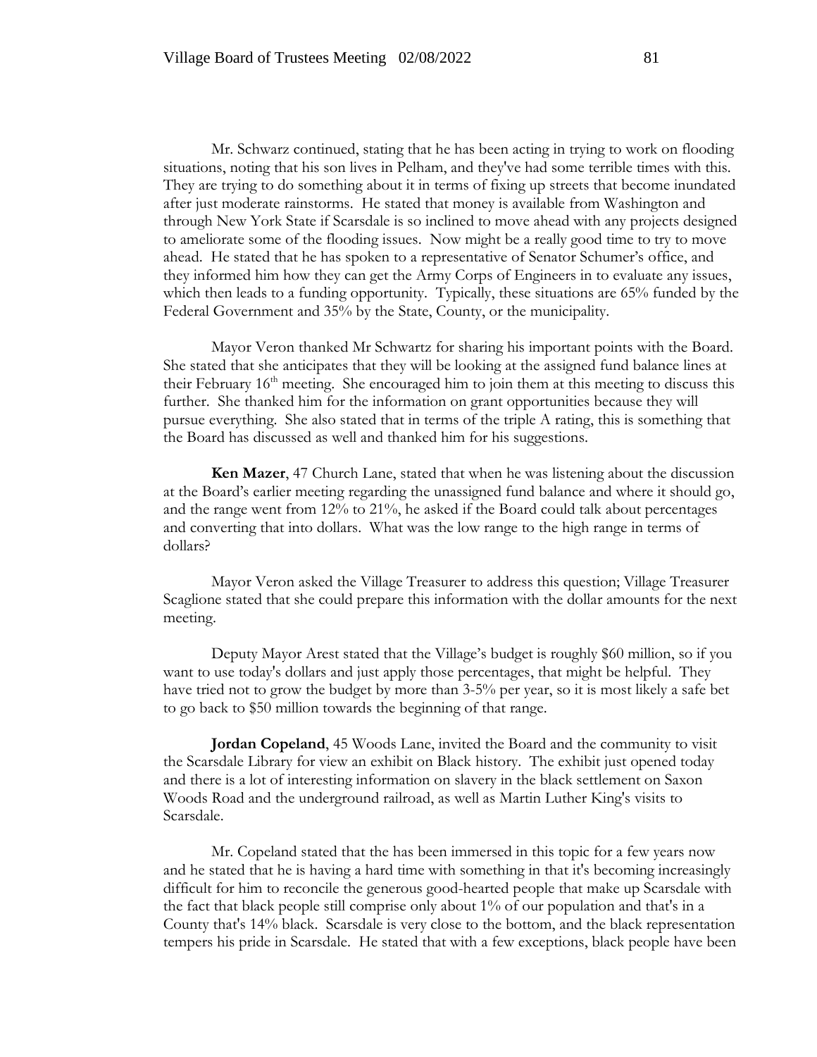Mr. Schwarz continued, stating that he has been acting in trying to work on flooding situations, noting that his son lives in Pelham, and they've had some terrible times with this. They are trying to do something about it in terms of fixing up streets that become inundated after just moderate rainstorms. He stated that money is available from Washington and through New York State if Scarsdale is so inclined to move ahead with any projects designed to ameliorate some of the flooding issues. Now might be a really good time to try to move ahead. He stated that he has spoken to a representative of Senator Schumer's office, and they informed him how they can get the Army Corps of Engineers in to evaluate any issues, which then leads to a funding opportunity. Typically, these situations are 65% funded by the Federal Government and 35% by the State, County, or the municipality.

Mayor Veron thanked Mr Schwartz for sharing his important points with the Board. She stated that she anticipates that they will be looking at the assigned fund balance lines at their February 16th meeting. She encouraged him to join them at this meeting to discuss this further. She thanked him for the information on grant opportunities because they will pursue everything. She also stated that in terms of the triple A rating, this is something that the Board has discussed as well and thanked him for his suggestions.

**Ken Mazer**, 47 Church Lane, stated that when he was listening about the discussion at the Board's earlier meeting regarding the unassigned fund balance and where it should go, and the range went from 12% to 21%, he asked if the Board could talk about percentages and converting that into dollars. What was the low range to the high range in terms of dollars?

Mayor Veron asked the Village Treasurer to address this question; Village Treasurer Scaglione stated that she could prepare this information with the dollar amounts for the next meeting.

Deputy Mayor Arest stated that the Village's budget is roughly $60 million, so if you want to use today's dollars and just apply those percentages, that might be helpful. They have tried not to grow the budget by more than 3-5% per year, so it is most likely a safe bet to go back to $50 million towards the beginning of that range.

**Jordan Copeland**, 45 Woods Lane, invited the Board and the community to visit the Scarsdale Library for view an exhibit on Black history. The exhibit just opened today and there is a lot of interesting information on slavery in the black settlement on Saxon Woods Road and the underground railroad, as well as Martin Luther King's visits to Scarsdale.

Mr. Copeland stated that the has been immersed in this topic for a few years now and he stated that he is having a hard time with something in that it's becoming increasingly difficult for him to reconcile the generous good-hearted people that make up Scarsdale with the fact that black people still comprise only about 1% of our population and that's in a County that's 14% black. Scarsdale is very close to the bottom, and the black representation tempers his pride in Scarsdale. He stated that with a few exceptions, black people have been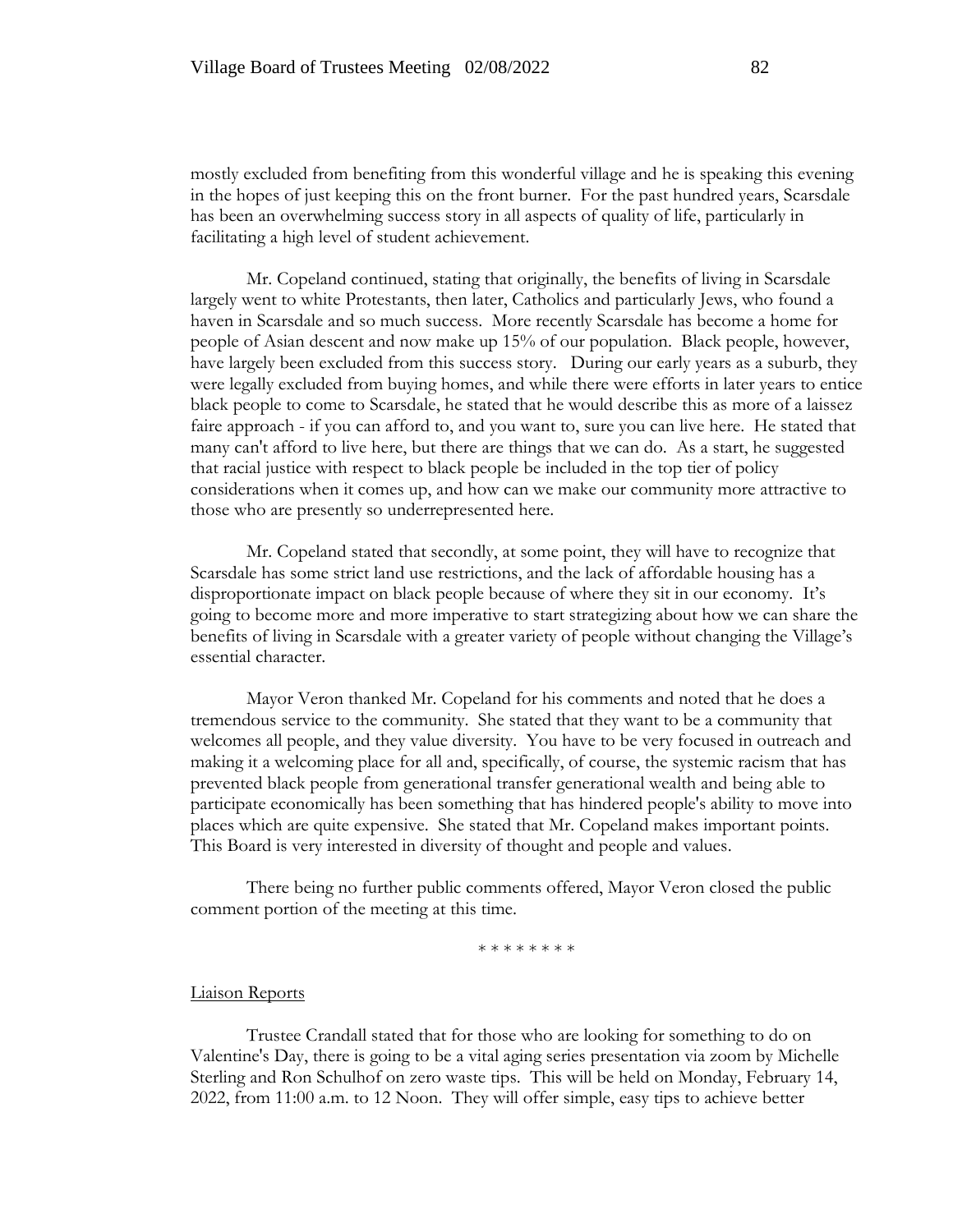mostly excluded from benefiting from this wonderful village and he is speaking this evening in the hopes of just keeping this on the front burner. For the past hundred years, Scarsdale has been an overwhelming success story in all aspects of quality of life, particularly in facilitating a high level of student achievement.

Mr. Copeland continued, stating that originally, the benefits of living in Scarsdale largely went to white Protestants, then later, Catholics and particularly Jews, who found a haven in Scarsdale and so much success. More recently Scarsdale has become a home for people of Asian descent and now make up 15% of our population. Black people, however, have largely been excluded from this success story. During our early years as a suburb, they were legally excluded from buying homes, and while there were efforts in later years to entice black people to come to Scarsdale, he stated that he would describe this as more of a laissez faire approach - if you can afford to, and you want to, sure you can live here. He stated that many can't afford to live here, but there are things that we can do. As a start, he suggested that racial justice with respect to black people be included in the top tier of policy considerations when it comes up, and how can we make our community more attractive to those who are presently so underrepresented here.

Mr. Copeland stated that secondly, at some point, they will have to recognize that Scarsdale has some strict land use restrictions, and the lack of affordable housing has a disproportionate impact on black people because of where they sit in our economy. It's going to become more and more imperative to start strategizing about how we can share the benefits of living in Scarsdale with a greater variety of people without changing the Village's essential character.

Mayor Veron thanked Mr. Copeland for his comments and noted that he does a tremendous service to the community. She stated that they want to be a community that welcomes all people, and they value diversity. You have to be very focused in outreach and making it a welcoming place for all and, specifically, of course, the systemic racism that has prevented black people from generational transfer generational wealth and being able to participate economically has been something that has hindered people's ability to move into places which are quite expensive. She stated that Mr. Copeland makes important points. This Board is very interested in diversity of thought and people and values.

There being no further public comments offered, Mayor Veron closed the public comment portion of the meeting at this time.

\* \* \* \* \* \* \* \*

Liaison Reports

Trustee Crandall stated that for those who are looking for something to do on Valentine's Day, there is going to be a vital aging series presentation via zoom by Michelle Sterling and Ron Schulhof on zero waste tips. This will be held on Monday, February 14, 2022, from 11:00 a.m. to 12 Noon. They will offer simple, easy tips to achieve better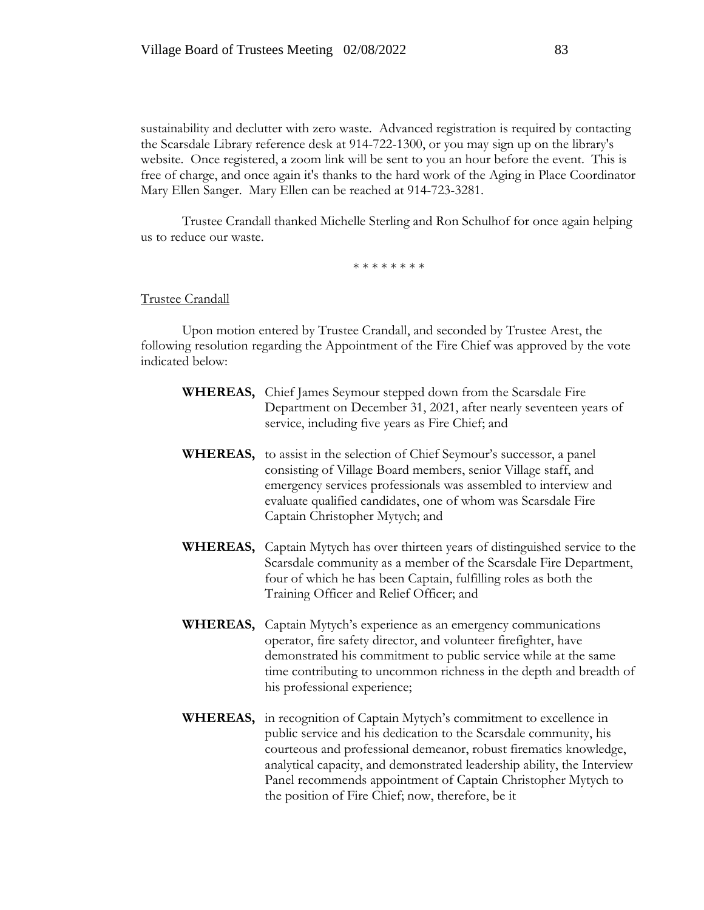sustainability and declutter with zero waste. Advanced registration is required by contacting the Scarsdale Library reference desk at 914-722-1300, or you may sign up on the library's website. Once registered, a zoom link will be sent to you an hour before the event. This is free of charge, and once again it's thanks to the hard work of the Aging in Place Coordinator Mary Ellen Sanger. Mary Ellen can be reached at 914-723-3281.

Trustee Crandall thanked Michelle Sterling and Ron Schulhof for once again helping us to reduce our waste.

\* \* \* \* \* \* \* \*

Trustee Crandall

Upon motion entered by Trustee Crandall, and seconded by Trustee Arest, the following resolution regarding the Appointment of the Fire Chief was approved by the vote indicated below:

**WHEREAS,** Chief James Seymour stepped down from the Scarsdale Fire Department on December 31, 2021, after nearly seventeen years of service, including five years as Fire Chief; and

**WHEREAS,** to assist in the selection of Chief Seymour's successor, a panel consisting of Village Board members, senior Village staff, and emergency services professionals was assembled to interview and evaluate qualified candidates, one of whom was Scarsdale Fire Captain Christopher Mytych; and

**WHEREAS,** Captain Mytych has over thirteen years of distinguished service to the Scarsdale community as a member of the Scarsdale Fire Department, four of which he has been Captain, fulfilling roles as both the Training Officer and Relief Officer; and

**WHEREAS,** Captain Mytych's experience as an emergency communications operator, fire safety director, and volunteer firefighter, have demonstrated his commitment to public service while at the same time contributing to uncommon richness in the depth and breadth of his professional experience;

**WHEREAS,** in recognition of Captain Mytych's commitment to excellence in public service and his dedication to the Scarsdale community, his courteous and professional demeanor, robust firematics knowledge, analytical capacity, and demonstrated leadership ability, the Interview Panel recommends appointment of Captain Christopher Mytych to the position of Fire Chief; now, therefore, be it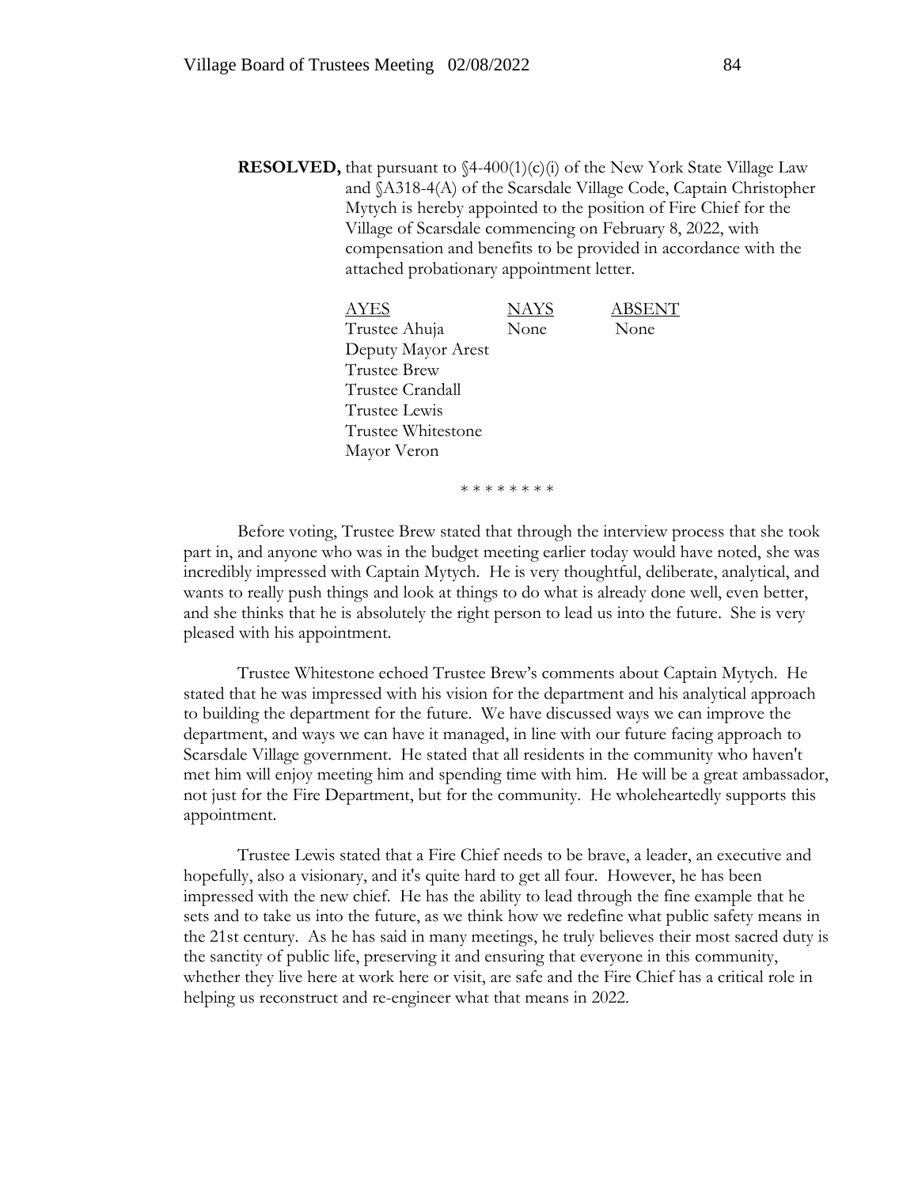**RESOLVED,** that pursuant to §4-400(1)(c)(i) of the New York State Village Law and §A318-4(A) of the Scarsdale Village Code, Captain Christopher Mytych is hereby appointed to the position of Fire Chief for the Village of Scarsdale commencing on February 8, 2022, with compensation and benefits to be provided in accordance with the attached probationary appointment letter.

| AYES | NAYS | ABSENT |
|---|---|---|
| Trustee Ahuja | None | None |
| Deputy Mayor Arest | | |
| Trustee Brew | | |
| Trustee Crandall | | |
| Trustee Lewis | | |
| Trustee Whitestone | | |
| Mayor Veron | | |

\* \* \* \* \* \* \* \*

Before voting, Trustee Brew stated that through the interview process that she took part in, and anyone who was in the budget meeting earlier today would have noted, she was incredibly impressed with Captain Mytych. He is very thoughtful, deliberate, analytical, and wants to really push things and look at things to do what is already done well, even better, and she thinks that he is absolutely the right person to lead us into the future. She is very pleased with his appointment.

Trustee Whitestone echoed Trustee Brew's comments about Captain Mytych. He stated that he was impressed with his vision for the department and his analytical approach to building the department for the future. We have discussed ways we can improve the department, and ways we can have it managed, in line with our future facing approach to Scarsdale Village government. He stated that all residents in the community who haven't met him will enjoy meeting him and spending time with him. He will be a great ambassador, not just for the Fire Department, but for the community. He wholeheartedly supports this appointment.

Trustee Lewis stated that a Fire Chief needs to be brave, a leader, an executive and hopefully, also a visionary, and it's quite hard to get all four. However, he has been impressed with the new chief. He has the ability to lead through the fine example that he sets and to take us into the future, as we think how we redefine what public safety means in the 21st century. As he has said in many meetings, he truly believes their most sacred duty is the sanctity of public life, preserving it and ensuring that everyone in this community, whether they live here at work here or visit, are safe and the Fire Chief has a critical role in helping us reconstruct and re-engineer what that means in 2022.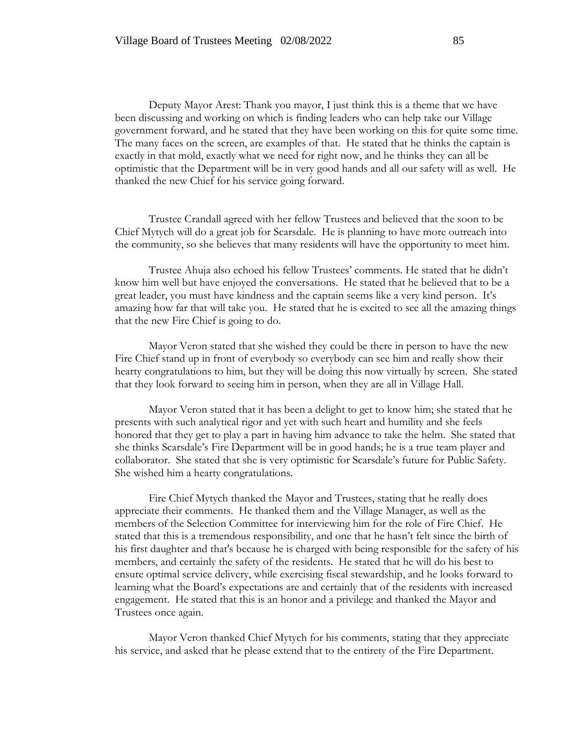Deputy Mayor Arest: Thank you mayor, I just think this is a theme that we have been discussing and working on which is finding leaders who can help take our Village government forward, and he stated that they have been working on this for quite some time. The many faces on the screen, are examples of that. He stated that he thinks the captain is exactly in that mold, exactly what we need for right now, and he thinks they can all be optimistic that the Department will be in very good hands and all our safety will as well. He thanked the new Chief for his service going forward.

Trustee Crandall agreed with her fellow Trustees and believed that the soon to be Chief Mytych will do a great job for Scarsdale. He is planning to have more outreach into the community, so she believes that many residents will have the opportunity to meet him.

Trustee Ahuja also echoed his fellow Trustees' comments. He stated that he didn't know him well but have enjoyed the conversations. He stated that he believed that to be a great leader, you must have kindness and the captain seems like a very kind person. It's amazing how far that will take you. He stated that he is excited to see all the amazing things that the new Fire Chief is going to do.

Mayor Veron stated that she wished they could be there in person to have the new Fire Chief stand up in front of everybody so everybody can see him and really show their hearty congratulations to him, but they will be doing this now virtually by screen. She stated that they look forward to seeing him in person, when they are all in Village Hall.

Mayor Veron stated that it has been a delight to get to know him; she stated that he presents with such analytical rigor and yet with such heart and humility and she feels honored that they get to play a part in having him advance to take the helm. She stated that she thinks Scarsdale's Fire Department will be in good hands; he is a true team player and collaborator. She stated that she is very optimistic for Scarsdale's future for Public Safety. She wished him a hearty congratulations.

Fire Chief Mytych thanked the Mayor and Trustees, stating that he really does appreciate their comments. He thanked them and the Village Manager, as well as the members of the Selection Committee for interviewing him for the role of Fire Chief. He stated that this is a tremendous responsibility, and one that he hasn't felt since the birth of his first daughter and that's because he is charged with being responsible for the safety of his members, and certainly the safety of the residents. He stated that he will do his best to ensure optimal service delivery, while exercising fiscal stewardship, and he looks forward to learning what the Board's expectations are and certainly that of the residents with increased engagement. He stated that this is an honor and a privilege and thanked the Mayor and Trustees once again.

Mayor Veron thanked Chief Mytych for his comments, stating that they appreciate his service, and asked that he please extend that to the entirety of the Fire Department.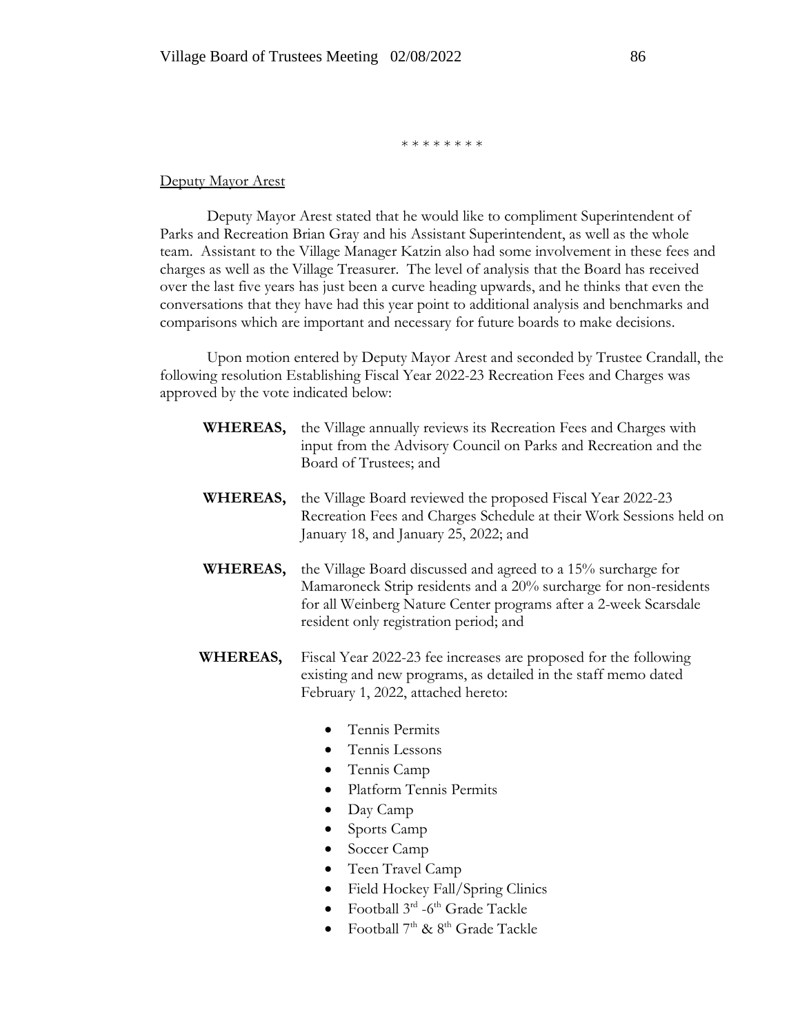\* \* \* \* \* \* \* \*

Deputy Mayor Arest

Deputy Mayor Arest stated that he would like to compliment Superintendent of Parks and Recreation Brian Gray and his Assistant Superintendent, as well as the whole team. Assistant to the Village Manager Katzin also had some involvement in these fees and charges as well as the Village Treasurer. The level of analysis that the Board has received over the last five years has just been a curve heading upwards, and he thinks that even the conversations that they have had this year point to additional analysis and benchmarks and comparisons which are important and necessary for future boards to make decisions.

Upon motion entered by Deputy Mayor Arest and seconded by Trustee Crandall, the following resolution Establishing Fiscal Year 2022-23 Recreation Fees and Charges was approved by the vote indicated below:

**WHEREAS,** the Village annually reviews its Recreation Fees and Charges with input from the Advisory Council on Parks and Recreation and the Board of Trustees; and

**WHEREAS,** the Village Board reviewed the proposed Fiscal Year 2022-23 Recreation Fees and Charges Schedule at their Work Sessions held on January 18, and January 25, 2022; and

**WHEREAS,** the Village Board discussed and agreed to a 15% surcharge for Mamaroneck Strip residents and a 20% surcharge for non-residents for all Weinberg Nature Center programs after a 2-week Scarsdale resident only registration period; and

**WHEREAS,** Fiscal Year 2022-23 fee increases are proposed for the following existing and new programs, as detailed in the staff memo dated February 1, 2022, attached hereto:

- Tennis Permits
- Tennis Lessons
- Tennis Camp
- Platform Tennis Permits
- Day Camp
- Sports Camp
- Soccer Camp
- Teen Travel Camp
- Field Hockey Fall/Spring Clinics
- Football 3rd -6th Grade Tackle
- Football 7th & 8th Grade Tackle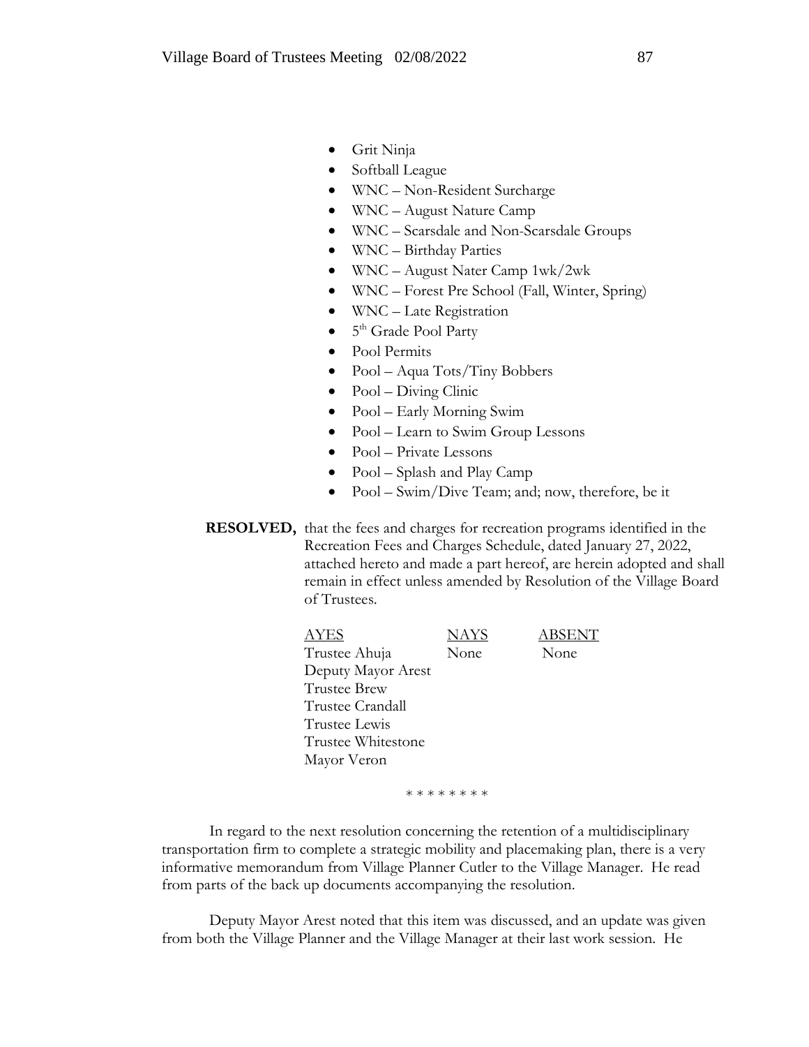- Grit Ninja
- Softball League
- WNC – Non-Resident Surcharge
- WNC – August Nature Camp
- WNC – Scarsdale and Non-Scarsdale Groups
- WNC – Birthday Parties
- WNC – August Nater Camp 1wk/2wk
- WNC – Forest Pre School (Fall, Winter, Spring)
- WNC – Late Registration
- 5th Grade Pool Party
- Pool Permits
- Pool – Aqua Tots/Tiny Bobbers
- Pool – Diving Clinic
- Pool – Early Morning Swim
- Pool – Learn to Swim Group Lessons
- Pool – Private Lessons
- Pool – Splash and Play Camp
- Pool – Swim/Dive Team; and; now, therefore, be it

**RESOLVED,** that the fees and charges for recreation programs identified in the Recreation Fees and Charges Schedule, dated January 27, 2022, attached hereto and made a part hereof, are herein adopted and shall remain in effect unless amended by Resolution of the Village Board of Trustees.

| AYES | NAYS | ABSENT |
|---|---|---|
| Trustee Ahuja | None | None |
| Deputy Mayor Arest | | |
| Trustee Brew | | |
| Trustee Crandall | | |
| Trustee Lewis | | |
| Trustee Whitestone | | |
| Mayor Veron | | |

\* \* \* \* \* \* \* \*

In regard to the next resolution concerning the retention of a multidisciplinary transportation firm to complete a strategic mobility and placemaking plan, there is a very informative memorandum from Village Planner Cutler to the Village Manager. He read from parts of the back up documents accompanying the resolution.

Deputy Mayor Arest noted that this item was discussed, and an update was given from both the Village Planner and the Village Manager at their last work session. He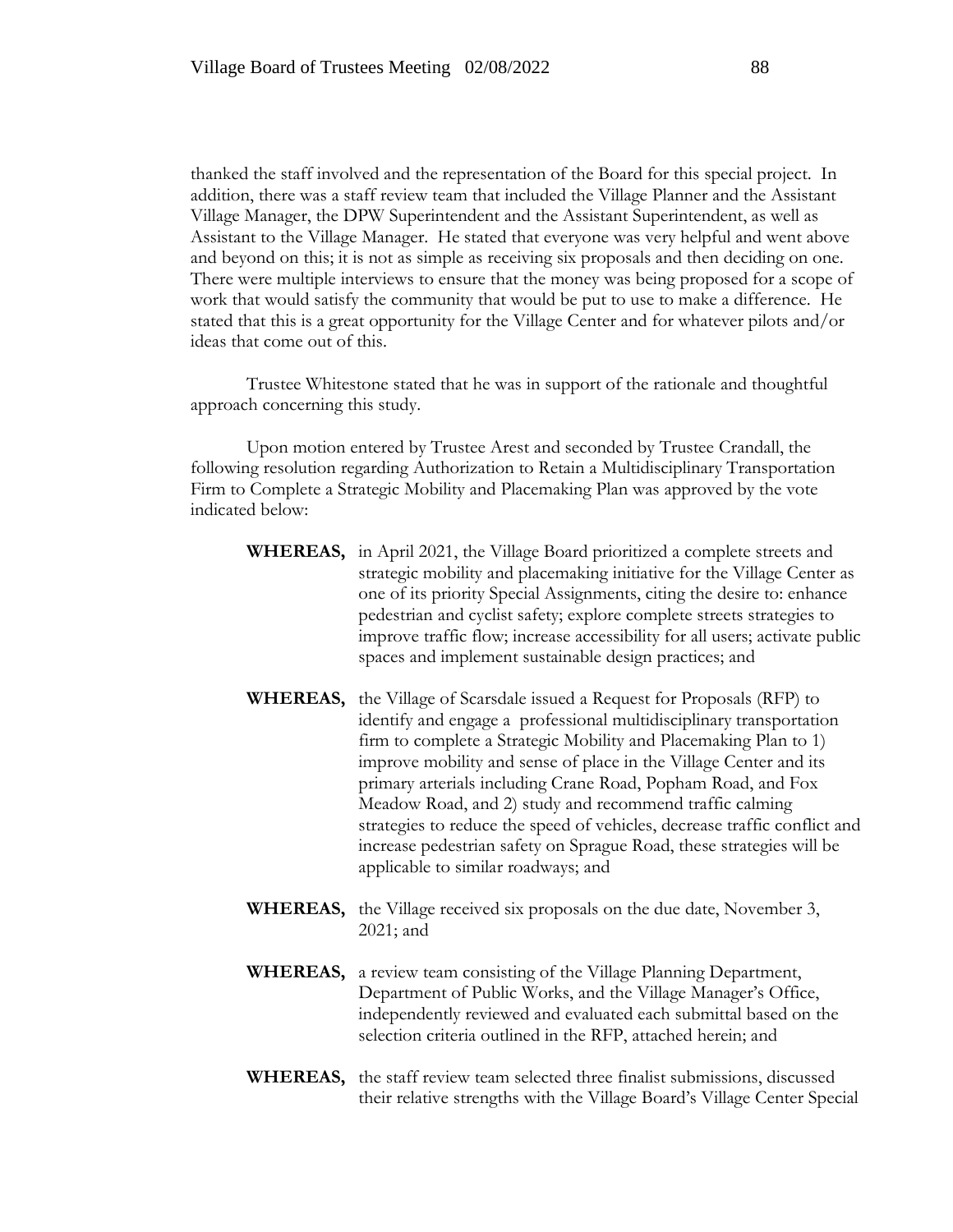thanked the staff involved and the representation of the Board for this special project. In addition, there was a staff review team that included the Village Planner and the Assistant Village Manager, the DPW Superintendent and the Assistant Superintendent, as well as Assistant to the Village Manager. He stated that everyone was very helpful and went above and beyond on this; it is not as simple as receiving six proposals and then deciding on one. There were multiple interviews to ensure that the money was being proposed for a scope of work that would satisfy the community that would be put to use to make a difference. He stated that this is a great opportunity for the Village Center and for whatever pilots and/or ideas that come out of this.

Trustee Whitestone stated that he was in support of the rationale and thoughtful approach concerning this study.

Upon motion entered by Trustee Arest and seconded by Trustee Crandall, the following resolution regarding Authorization to Retain a Multidisciplinary Transportation Firm to Complete a Strategic Mobility and Placemaking Plan was approved by the vote indicated below:

**WHEREAS,** in April 2021, the Village Board prioritized a complete streets and strategic mobility and placemaking initiative for the Village Center as one of its priority Special Assignments, citing the desire to: enhance pedestrian and cyclist safety; explore complete streets strategies to improve traffic flow; increase accessibility for all users; activate public spaces and implement sustainable design practices; and

**WHEREAS,** the Village of Scarsdale issued a Request for Proposals (RFP) to identify and engage a professional multidisciplinary transportation firm to complete a Strategic Mobility and Placemaking Plan to 1) improve mobility and sense of place in the Village Center and its primary arterials including Crane Road, Popham Road, and Fox Meadow Road, and 2) study and recommend traffic calming strategies to reduce the speed of vehicles, decrease traffic conflict and increase pedestrian safety on Sprague Road, these strategies will be applicable to similar roadways; and

**WHEREAS,** the Village received six proposals on the due date, November 3, 2021; and

**WHEREAS,** a review team consisting of the Village Planning Department, Department of Public Works, and the Village Manager's Office, independently reviewed and evaluated each submittal based on the selection criteria outlined in the RFP, attached herein; and

**WHEREAS,** the staff review team selected three finalist submissions, discussed their relative strengths with the Village Board's Village Center Special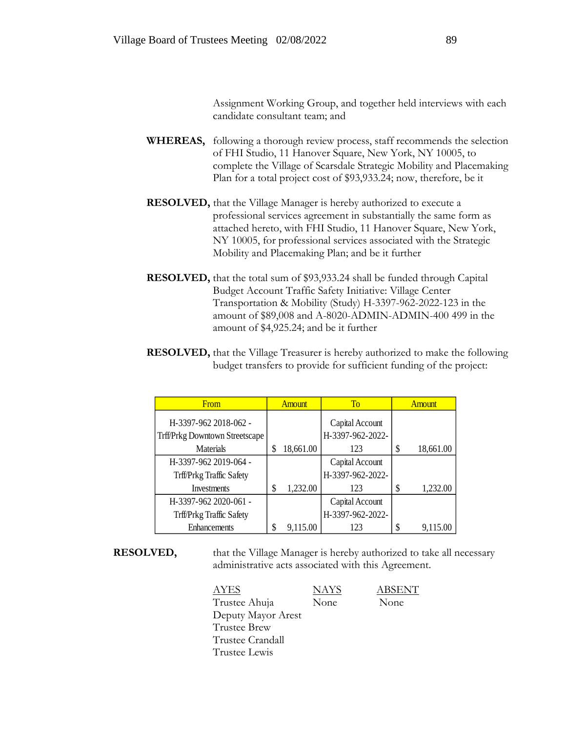Assignment Working Group, and together held interviews with each candidate consultant team; and

**WHEREAS,** following a thorough review process, staff recommends the selection of FHI Studio, 11 Hanover Square, New York, NY 10005, to complete the Village of Scarsdale Strategic Mobility and Placemaking Plan for a total project cost of $93,933.24; now, therefore, be it

**RESOLVED,** that the Village Manager is hereby authorized to execute a professional services agreement in substantially the same form as attached hereto, with FHI Studio, 11 Hanover Square, New York, NY 10005, for professional services associated with the Strategic Mobility and Placemaking Plan; and be it further

**RESOLVED,** that the total sum of $93,933.24 shall be funded through Capital Budget Account Traffic Safety Initiative: Village Center Transportation & Mobility (Study) H-3397-962-2022-123 in the amount of $89,008 and A-8020-ADMIN-ADMIN-400 499 in the amount of $4,925.24; and be it further

**RESOLVED,** that the Village Treasurer is hereby authorized to make the following budget transfers to provide for sufficient funding of the project:

| From | Amount | To | Amount |
|---|---|---|---|
| H-3397-962 2018-062 - Trff/Prkg Downtown Streetscape Materials | $ 18,661.00 | Capital Account H-3397-962-2022-123 | $ 18,661.00 |
| H-3397-962 2019-064 - Trff/Prkg Traffic Safety Investments | $ 1,232.00 | Capital Account H-3397-962-2022-123 | $ 1,232.00 |
| H-3397-962 2020-061 - Trff/Prkg Traffic Safety Enhancements | $ 9,115.00 | Capital Account H-3397-962-2022-123 | $ 9,115.00 |

**RESOLVED,** that the Village Manager is hereby authorized to take all necessary administrative acts associated with this Agreement.

| AYES | NAYS | ABSENT |
|---|---|---|
| Trustee Ahuja | None | None |
| Deputy Mayor Arest | | |
| Trustee Brew | | |
| Trustee Crandall | | |
| Trustee Lewis | | |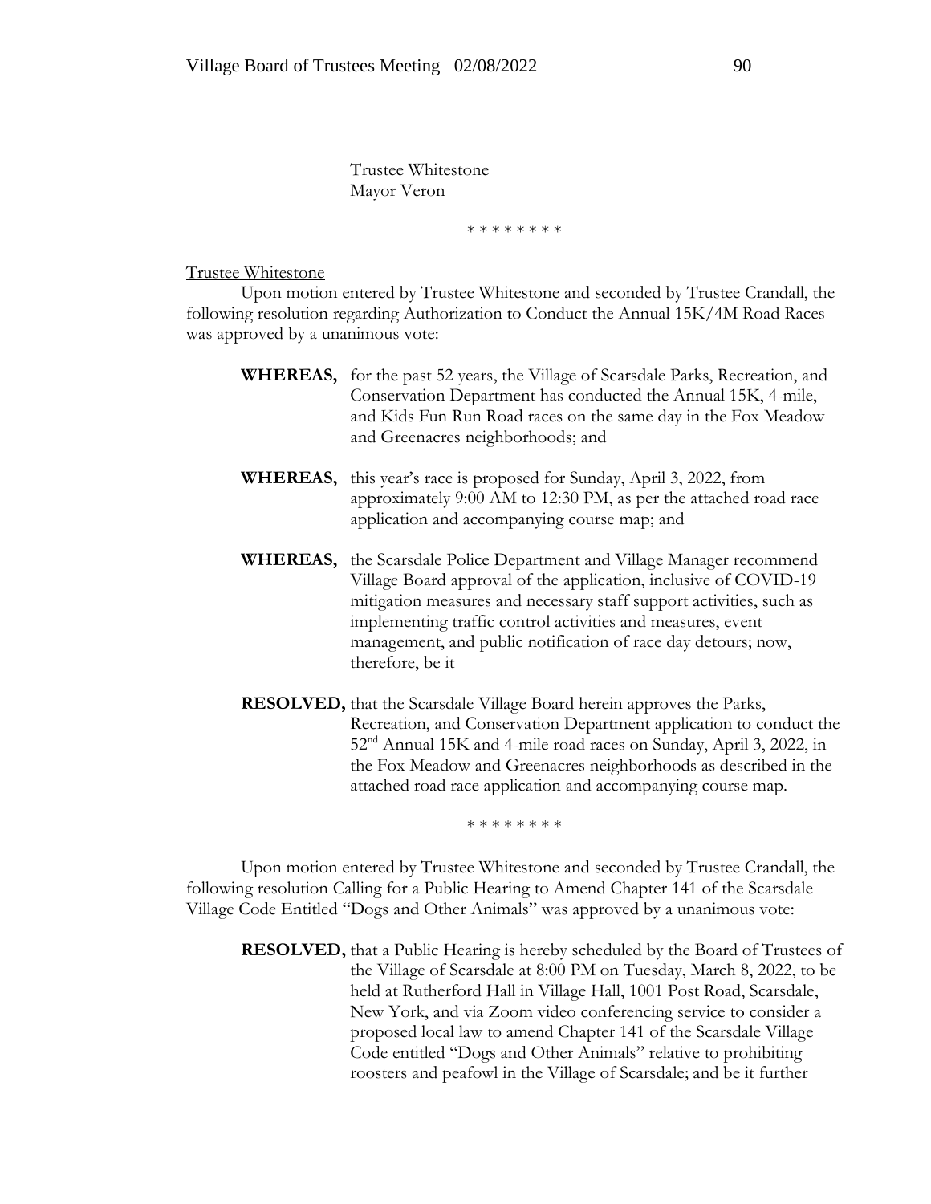Trustee Whitestone
Mayor Veron

\* \* \* \* \* \* \* \*

Trustee Whitestone

Upon motion entered by Trustee Whitestone and seconded by Trustee Crandall, the following resolution regarding Authorization to Conduct the Annual 15K/4M Road Races was approved by a unanimous vote:

**WHEREAS,** for the past 52 years, the Village of Scarsdale Parks, Recreation, and Conservation Department has conducted the Annual 15K, 4-mile, and Kids Fun Run Road races on the same day in the Fox Meadow and Greenacres neighborhoods; and

**WHEREAS,** this year's race is proposed for Sunday, April 3, 2022, from approximately 9:00 AM to 12:30 PM, as per the attached road race application and accompanying course map; and

**WHEREAS,** the Scarsdale Police Department and Village Manager recommend Village Board approval of the application, inclusive of COVID-19 mitigation measures and necessary staff support activities, such as implementing traffic control activities and measures, event management, and public notification of race day detours; now, therefore, be it

**RESOLVED,** that the Scarsdale Village Board herein approves the Parks, Recreation, and Conservation Department application to conduct the 52nd Annual 15K and 4-mile road races on Sunday, April 3, 2022, in the Fox Meadow and Greenacres neighborhoods as described in the attached road race application and accompanying course map.

\* \* \* \* \* \* \* \*

Upon motion entered by Trustee Whitestone and seconded by Trustee Crandall, the following resolution Calling for a Public Hearing to Amend Chapter 141 of the Scarsdale Village Code Entitled "Dogs and Other Animals" was approved by a unanimous vote:

**RESOLVED,** that a Public Hearing is hereby scheduled by the Board of Trustees of the Village of Scarsdale at 8:00 PM on Tuesday, March 8, 2022, to be held at Rutherford Hall in Village Hall, 1001 Post Road, Scarsdale, New York, and via Zoom video conferencing service to consider a proposed local law to amend Chapter 141 of the Scarsdale Village Code entitled "Dogs and Other Animals" relative to prohibiting roosters and peafowl in the Village of Scarsdale; and be it further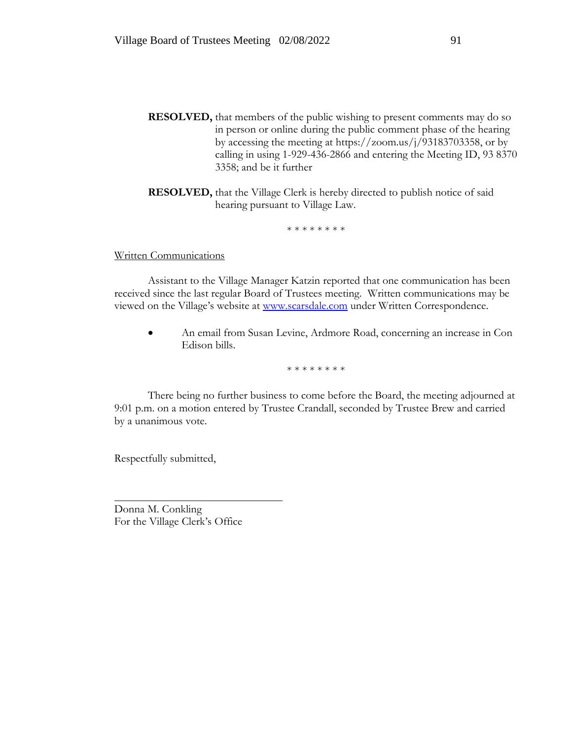**RESOLVED,** that members of the public wishing to present comments may do so in person or online during the public comment phase of the hearing by accessing the meeting at https://zoom.us/j/93183703358, or by calling in using 1-929-436-2866 and entering the Meeting ID, 93 8370 3358; and be it further

**RESOLVED,** that the Village Clerk is hereby directed to publish notice of said hearing pursuant to Village Law.

\* \* \* \* \* \* \* \*

Written Communications

Assistant to the Village Manager Katzin reported that one communication has been received since the last regular Board of Trustees meeting. Written communications may be viewed on the Village's website at www.scarsdale.com under Written Correspondence.

- An email from Susan Levine, Ardmore Road, concerning an increase in Con Edison bills.

\* \* \* \* \* \* \* \*

There being no further business to come before the Board, the meeting adjourned at 9:01 p.m. on a motion entered by Trustee Crandall, seconded by Trustee Brew and carried by a unanimous vote.

Respectfully submitted,

\_\_\_\_\_\_\_\_\_\_\_\_\_\_\_\_\_\_\_\_\_\_\_\_\_\_\_\_\_\_

Donna M. Conkling
For the Village Clerk's Office